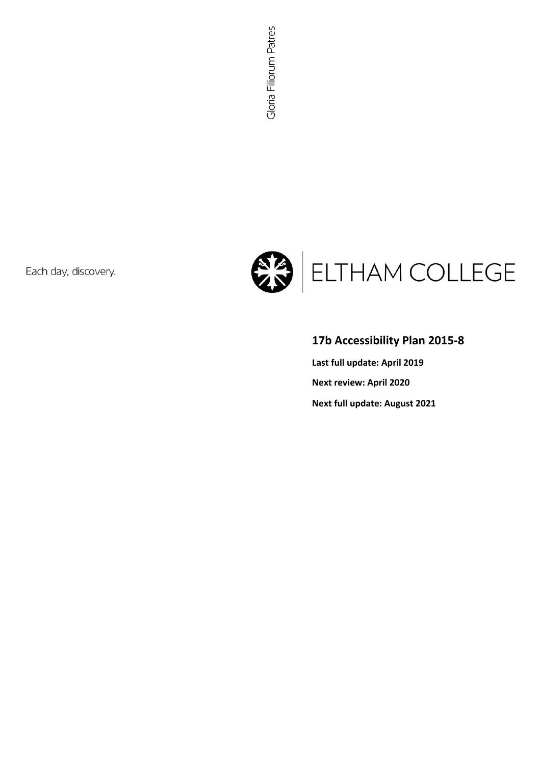Gloria Filiorum Patres

Each day, discovery.

ELTHAM COLLEGE

# 17b Accessibility Plan 2015-8

**Last full update: April 2019**

**Next review: April 2020**

**Next full update: August 2021**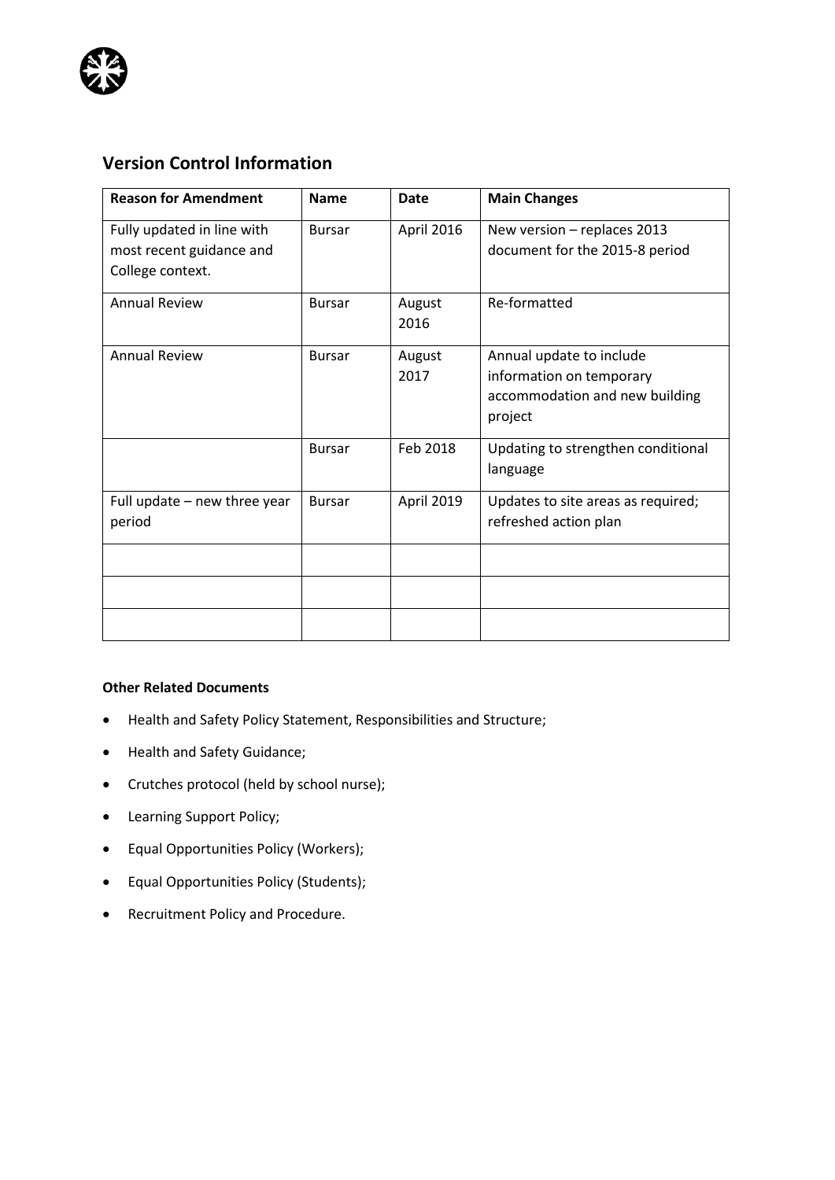## Version Control Information

| Reason for Amendment | Name | Date | Main Changes |
|---|---|---|---|
| Fully updated in line with most recent guidance and College context. | Bursar | April 2016 | New version – replaces 2013 document for the 2015-8 period |
| Annual Review | Bursar | August 2016 | Re-formatted |
| Annual Review | Bursar | August 2017 | Annual update to include information on temporary accommodation and new building project |
| | Bursar | Feb 2018 | Updating to strengthen conditional language |
| Full update – new three year period | Bursar | April 2019 | Updates to site areas as required; refreshed action plan |
| | | | |
| | | | |
| | | | |

**Other Related Documents**

- Health and Safety Policy Statement, Responsibilities and Structure;
- Health and Safety Guidance;
- Crutches protocol (held by school nurse);
- Learning Support Policy;
- Equal Opportunities Policy (Workers);
- Equal Opportunities Policy (Students);
- Recruitment Policy and Procedure.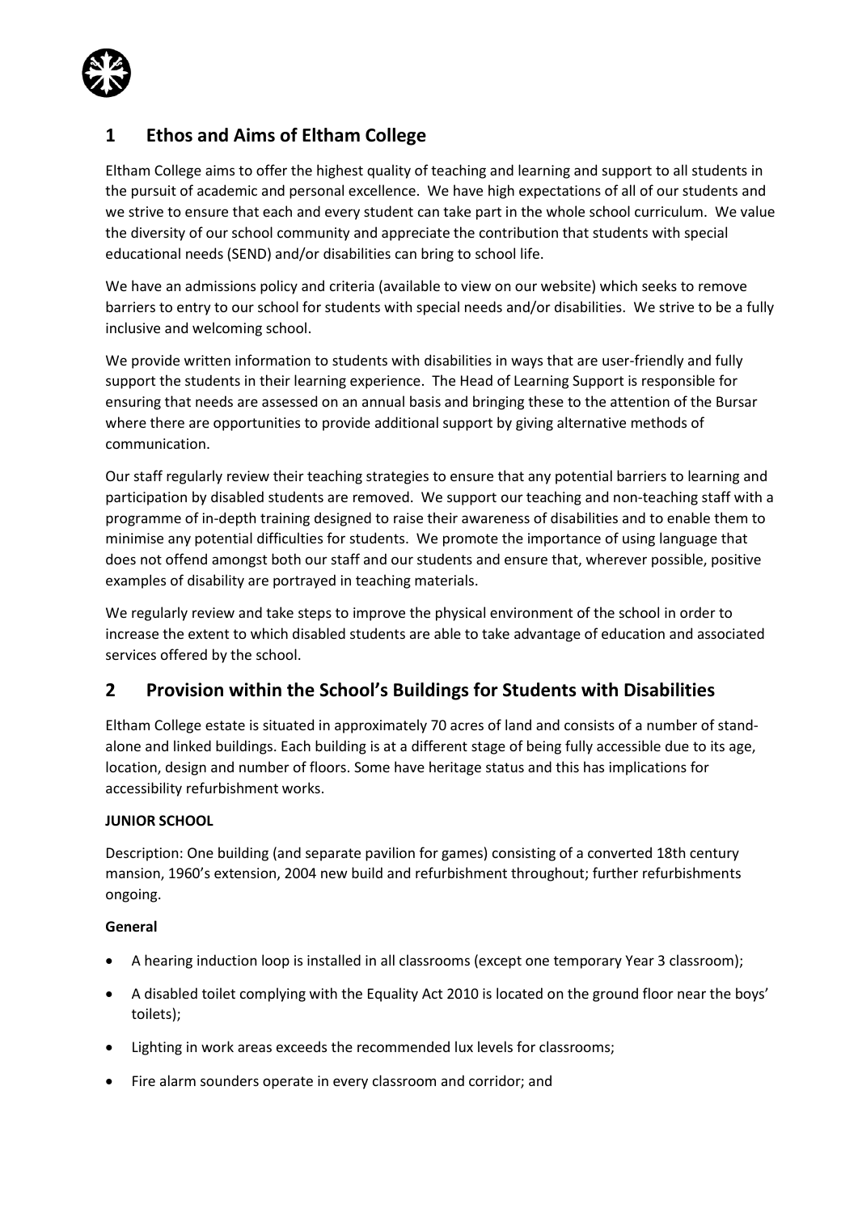## 1 Ethos and Aims of Eltham College

Eltham College aims to offer the highest quality of teaching and learning and support to all students in the pursuit of academic and personal excellence. We have high expectations of all of our students and we strive to ensure that each and every student can take part in the whole school curriculum. We value the diversity of our school community and appreciate the contribution that students with special educational needs (SEND) and/or disabilities can bring to school life.

We have an admissions policy and criteria (available to view on our website) which seeks to remove barriers to entry to our school for students with special needs and/or disabilities. We strive to be a fully inclusive and welcoming school.

We provide written information to students with disabilities in ways that are user-friendly and fully support the students in their learning experience. The Head of Learning Support is responsible for ensuring that needs are assessed on an annual basis and bringing these to the attention of the Bursar where there are opportunities to provide additional support by giving alternative methods of communication.

Our staff regularly review their teaching strategies to ensure that any potential barriers to learning and participation by disabled students are removed. We support our teaching and non-teaching staff with a programme of in-depth training designed to raise their awareness of disabilities and to enable them to minimise any potential difficulties for students. We promote the importance of using language that does not offend amongst both our staff and our students and ensure that, wherever possible, positive examples of disability are portrayed in teaching materials.

We regularly review and take steps to improve the physical environment of the school in order to increase the extent to which disabled students are able to take advantage of education and associated services offered by the school.

## 2 Provision within the School's Buildings for Students with Disabilities

Eltham College estate is situated in approximately 70 acres of land and consists of a number of stand-alone and linked buildings. Each building is at a different stage of being fully accessible due to its age, location, design and number of floors. Some have heritage status and this has implications for accessibility refurbishment works.

**JUNIOR SCHOOL**

Description: One building (and separate pavilion for games) consisting of a converted 18th century mansion, 1960's extension, 2004 new build and refurbishment throughout; further refurbishments ongoing.

**General**

- A hearing induction loop is installed in all classrooms (except one temporary Year 3 classroom);
- A disabled toilet complying with the Equality Act 2010 is located on the ground floor near the boys' toilets);
- Lighting in work areas exceeds the recommended lux levels for classrooms;
- Fire alarm sounders operate in every classroom and corridor; and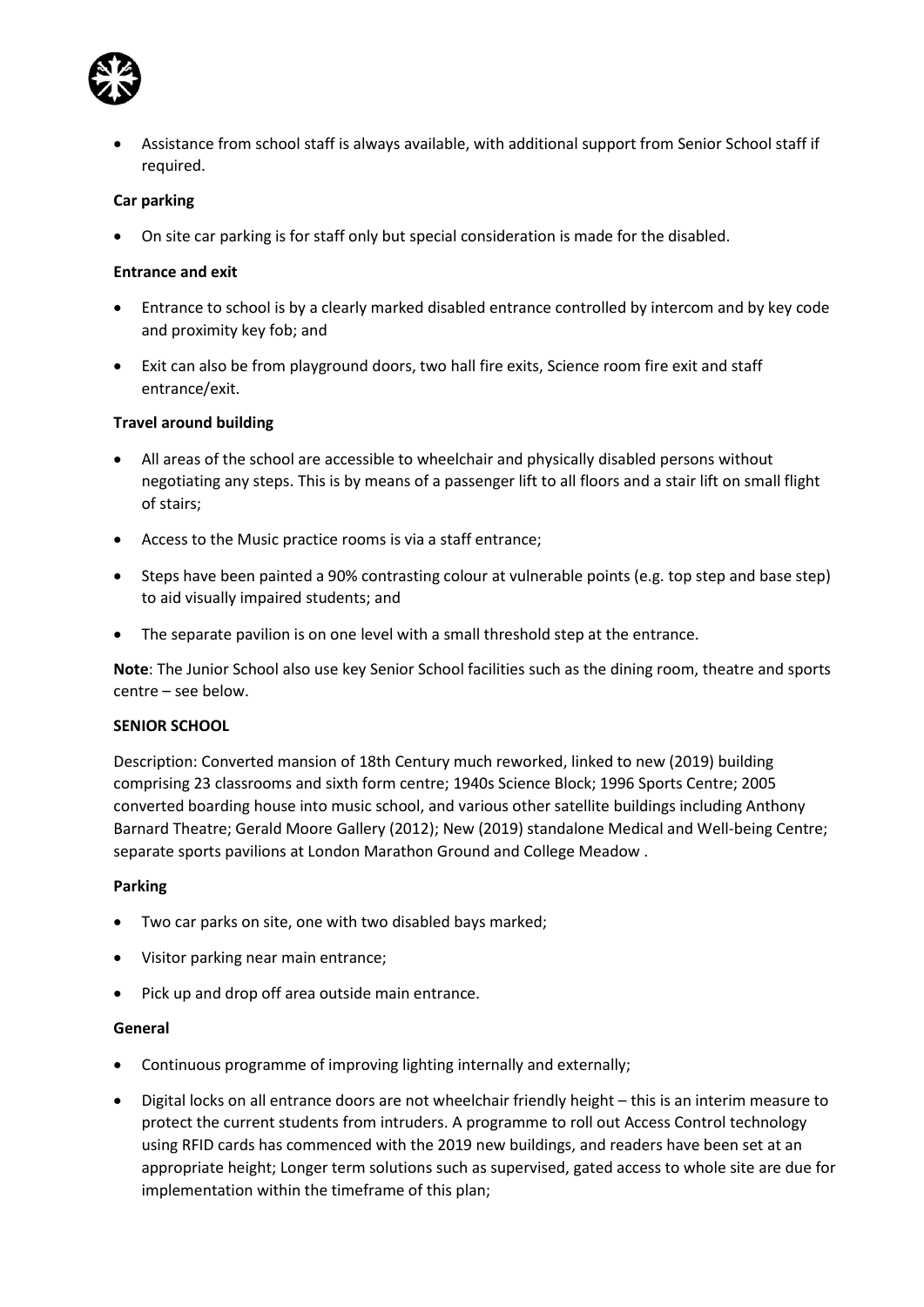- Assistance from school staff is always available, with additional support from Senior School staff if required.

**Car parking**

- On site car parking is for staff only but special consideration is made for the disabled.

**Entrance and exit**

- Entrance to school is by a clearly marked disabled entrance controlled by intercom and by key code and proximity key fob; and
- Exit can also be from playground doors, two hall fire exits, Science room fire exit and staff entrance/exit.

**Travel around building**

- All areas of the school are accessible to wheelchair and physically disabled persons without negotiating any steps. This is by means of a passenger lift to all floors and a stair lift on small flight of stairs;
- Access to the Music practice rooms is via a staff entrance;
- Steps have been painted a 90% contrasting colour at vulnerable points (e.g. top step and base step) to aid visually impaired students; and
- The separate pavilion is on one level with a small threshold step at the entrance.

**Note**: The Junior School also use key Senior School facilities such as the dining room, theatre and sports centre – see below.

**SENIOR SCHOOL**

Description: Converted mansion of 18th Century much reworked, linked to new (2019) building comprising 23 classrooms and sixth form centre; 1940s Science Block; 1996 Sports Centre; 2005 converted boarding house into music school, and various other satellite buildings including Anthony Barnard Theatre; Gerald Moore Gallery (2012); New (2019) standalone Medical and Well-being Centre; separate sports pavilions at London Marathon Ground and College Meadow .

**Parking**

- Two car parks on site, one with two disabled bays marked;
- Visitor parking near main entrance;
- Pick up and drop off area outside main entrance.

**General**

- Continuous programme of improving lighting internally and externally;
- Digital locks on all entrance doors are not wheelchair friendly height – this is an interim measure to protect the current students from intruders. A programme to roll out Access Control technology using RFID cards has commenced with the 2019 new buildings, and readers have been set at an appropriate height; Longer term solutions such as supervised, gated access to whole site are due for implementation within the timeframe of this plan;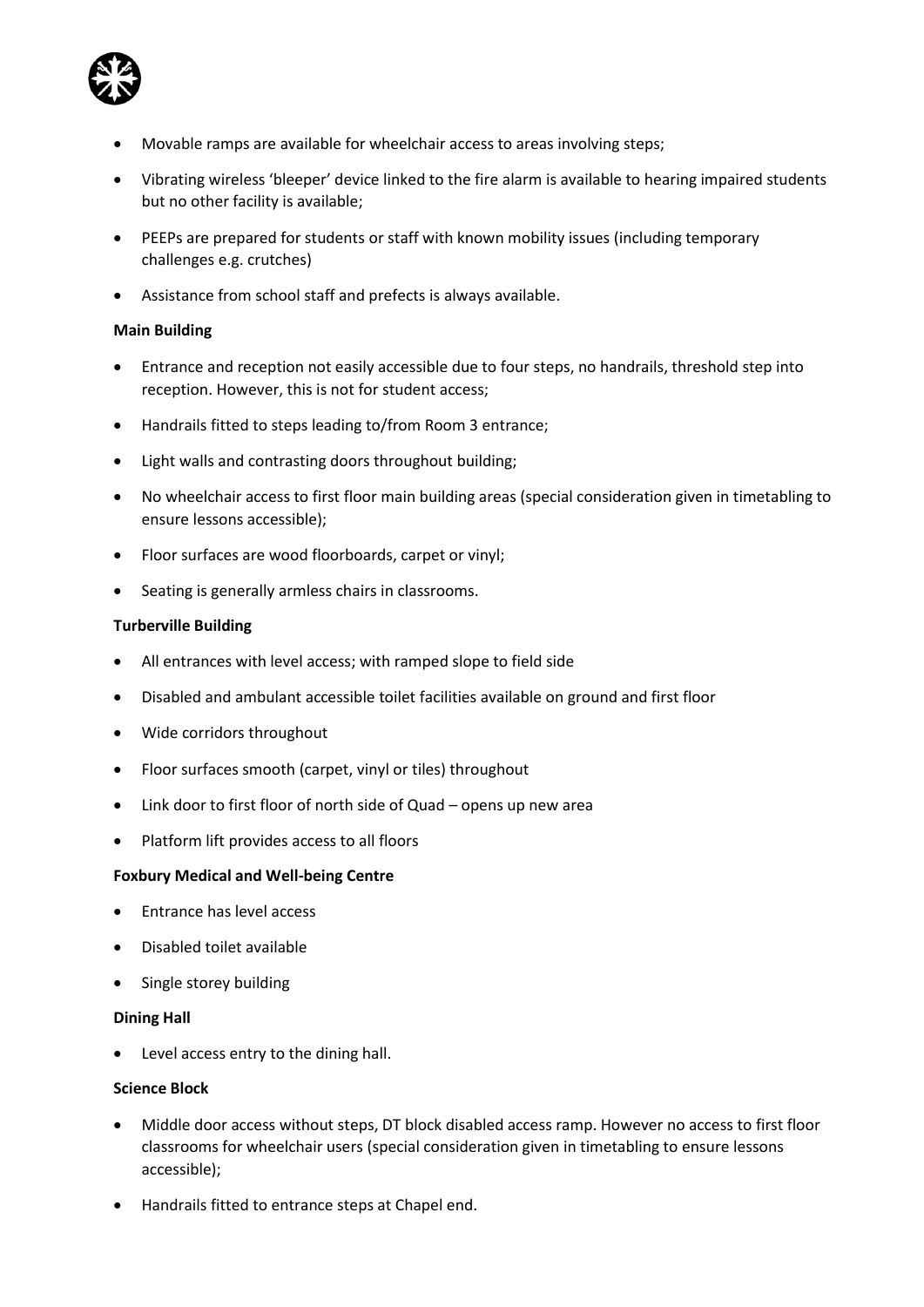- Movable ramps are available for wheelchair access to areas involving steps;
- Vibrating wireless 'bleeper' device linked to the fire alarm is available to hearing impaired students but no other facility is available;
- PEEPs are prepared for students or staff with known mobility issues (including temporary challenges e.g. crutches)
- Assistance from school staff and prefects is always available.

**Main Building**

- Entrance and reception not easily accessible due to four steps, no handrails, threshold step into reception. However, this is not for student access;
- Handrails fitted to steps leading to/from Room 3 entrance;
- Light walls and contrasting doors throughout building;
- No wheelchair access to first floor main building areas (special consideration given in timetabling to ensure lessons accessible);
- Floor surfaces are wood floorboards, carpet or vinyl;
- Seating is generally armless chairs in classrooms.

**Turberville Building**

- All entrances with level access; with ramped slope to field side
- Disabled and ambulant accessible toilet facilities available on ground and first floor
- Wide corridors throughout
- Floor surfaces smooth (carpet, vinyl or tiles) throughout
- Link door to first floor of north side of Quad – opens up new area
- Platform lift provides access to all floors

**Foxbury Medical and Well-being Centre**

- Entrance has level access
- Disabled toilet available
- Single storey building

**Dining Hall**

- Level access entry to the dining hall.

**Science Block**

- Middle door access without steps, DT block disabled access ramp. However no access to first floor classrooms for wheelchair users (special consideration given in timetabling to ensure lessons accessible);
- Handrails fitted to entrance steps at Chapel end.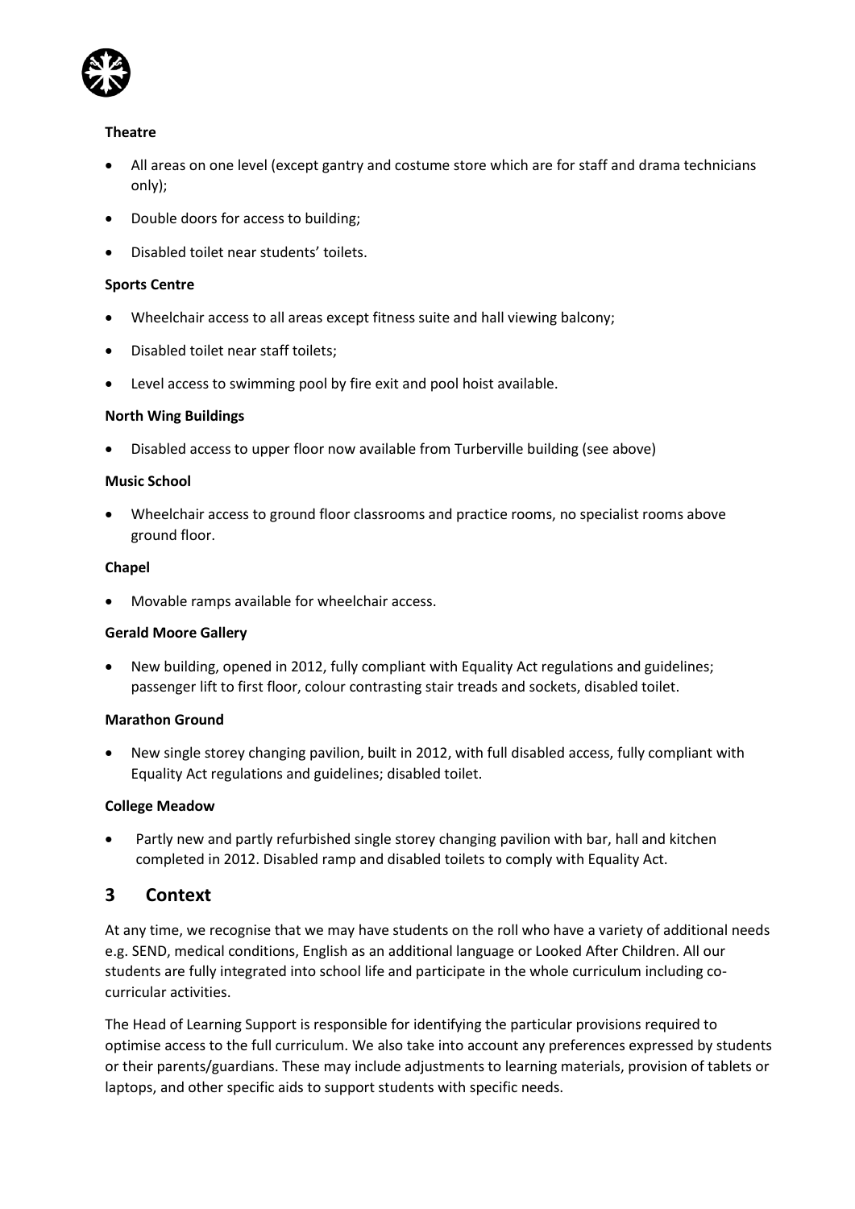**Theatre**

- All areas on one level (except gantry and costume store which are for staff and drama technicians only);
- Double doors for access to building;
- Disabled toilet near students' toilets.

**Sports Centre**

- Wheelchair access to all areas except fitness suite and hall viewing balcony;
- Disabled toilet near staff toilets;
- Level access to swimming pool by fire exit and pool hoist available.

**North Wing Buildings**

- Disabled access to upper floor now available from Turberville building (see above)

**Music School**

- Wheelchair access to ground floor classrooms and practice rooms, no specialist rooms above ground floor.

**Chapel**

- Movable ramps available for wheelchair access.

**Gerald Moore Gallery**

- New building, opened in 2012, fully compliant with Equality Act regulations and guidelines; passenger lift to first floor, colour contrasting stair treads and sockets, disabled toilet.

**Marathon Ground**

- New single storey changing pavilion, built in 2012, with full disabled access, fully compliant with Equality Act regulations and guidelines; disabled toilet.

**College Meadow**

- Partly new and partly refurbished single storey changing pavilion with bar, hall and kitchen completed in 2012. Disabled ramp and disabled toilets to comply with Equality Act.

## 3 Context

At any time, we recognise that we may have students on the roll who have a variety of additional needs e.g. SEND, medical conditions, English as an additional language or Looked After Children. All our students are fully integrated into school life and participate in the whole curriculum including co-curricular activities.

The Head of Learning Support is responsible for identifying the particular provisions required to optimise access to the full curriculum. We also take into account any preferences expressed by students or their parents/guardians. These may include adjustments to learning materials, provision of tablets or laptops, and other specific aids to support students with specific needs.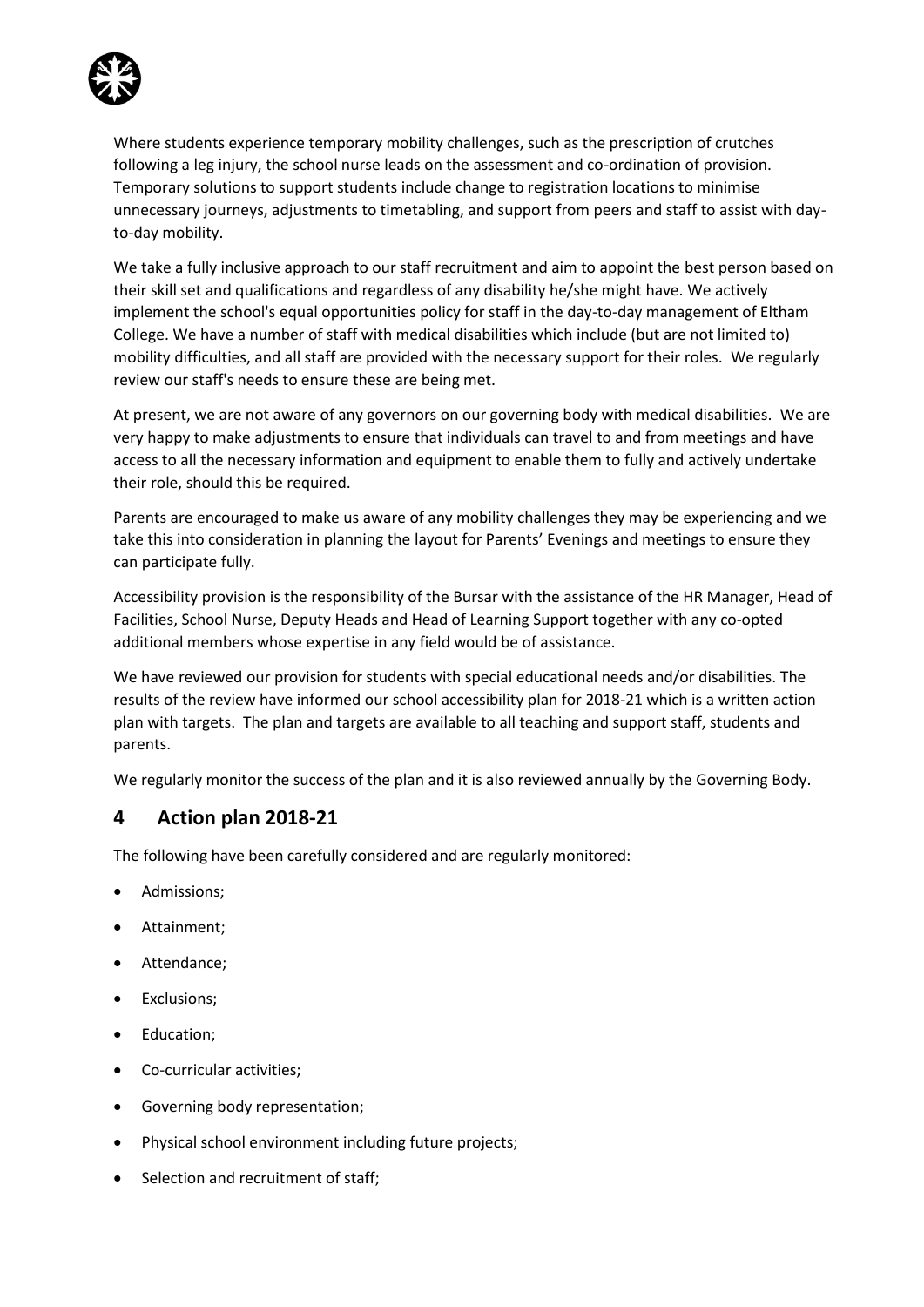Where students experience temporary mobility challenges, such as the prescription of crutches following a leg injury, the school nurse leads on the assessment and co-ordination of provision. Temporary solutions to support students include change to registration locations to minimise unnecessary journeys, adjustments to timetabling, and support from peers and staff to assist with day-to-day mobility.

We take a fully inclusive approach to our staff recruitment and aim to appoint the best person based on their skill set and qualifications and regardless of any disability he/she might have. We actively implement the school's equal opportunities policy for staff in the day-to-day management of Eltham College. We have a number of staff with medical disabilities which include (but are not limited to) mobility difficulties, and all staff are provided with the necessary support for their roles. We regularly review our staff's needs to ensure these are being met.

At present, we are not aware of any governors on our governing body with medical disabilities. We are very happy to make adjustments to ensure that individuals can travel to and from meetings and have access to all the necessary information and equipment to enable them to fully and actively undertake their role, should this be required.

Parents are encouraged to make us aware of any mobility challenges they may be experiencing and we take this into consideration in planning the layout for Parents' Evenings and meetings to ensure they can participate fully.

Accessibility provision is the responsibility of the Bursar with the assistance of the HR Manager, Head of Facilities, School Nurse, Deputy Heads and Head of Learning Support together with any co-opted additional members whose expertise in any field would be of assistance.

We have reviewed our provision for students with special educational needs and/or disabilities. The results of the review have informed our school accessibility plan for 2018-21 which is a written action plan with targets. The plan and targets are available to all teaching and support staff, students and parents.

We regularly monitor the success of the plan and it is also reviewed annually by the Governing Body.

## 4 Action plan 2018-21

The following have been carefully considered and are regularly monitored:

- Admissions;
- Attainment;
- Attendance;
- Exclusions;
- Education;
- Co-curricular activities;
- Governing body representation;
- Physical school environment including future projects;
- Selection and recruitment of staff;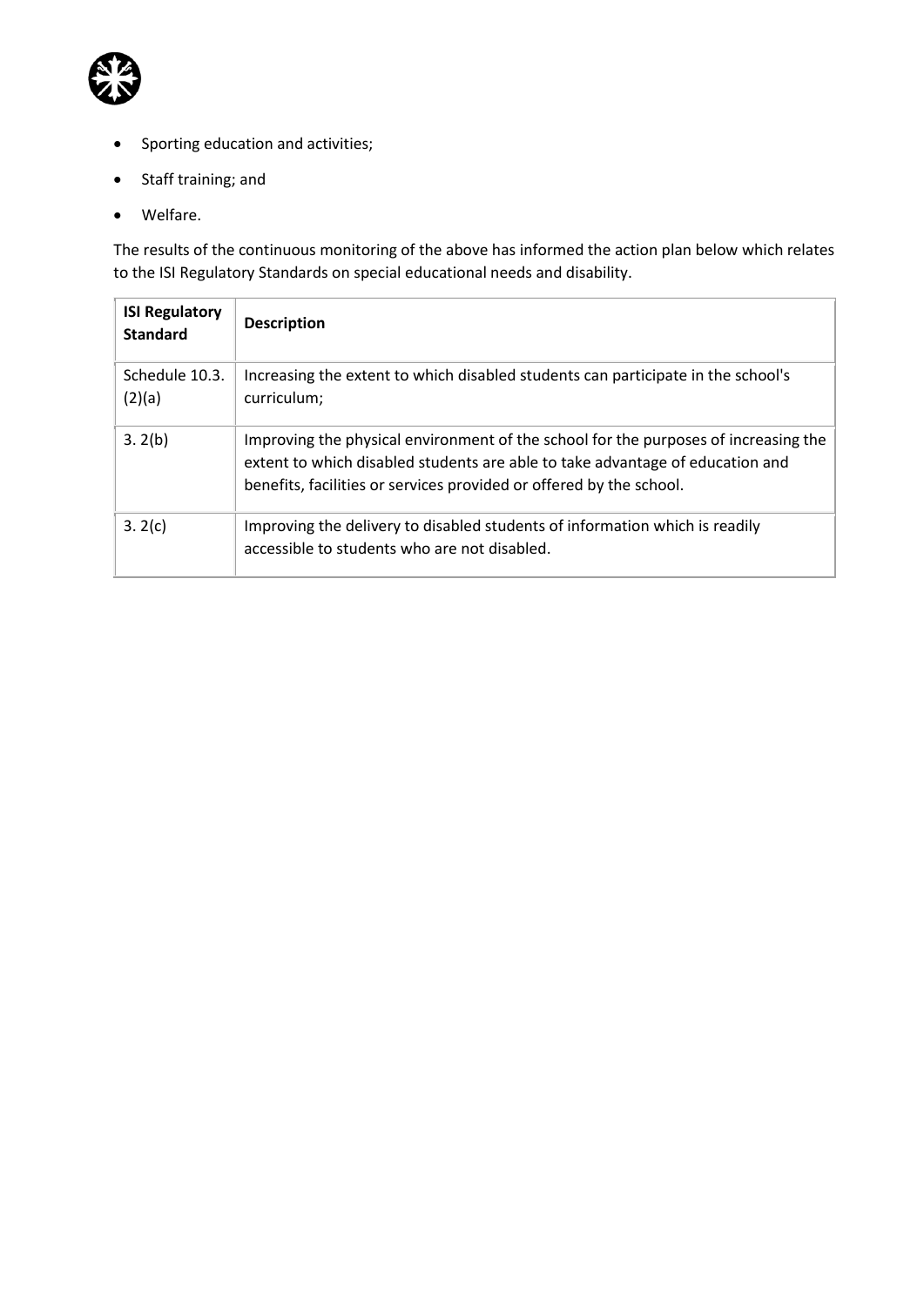- Sporting education and activities;
- Staff training; and
- Welfare.

The results of the continuous monitoring of the above has informed the action plan below which relates to the ISI Regulatory Standards on special educational needs and disability.

| ISI Regulatory Standard | Description |
|---|---|
| Schedule 10.3.(2)(a) | Increasing the extent to which disabled students can participate in the school's curriculum; |
| 3. 2(b) | Improving the physical environment of the school for the purposes of increasing the extent to which disabled students are able to take advantage of education and benefits, facilities or services provided or offered by the school. |
| 3. 2(c) | Improving the delivery to disabled students of information which is readily accessible to students who are not disabled. |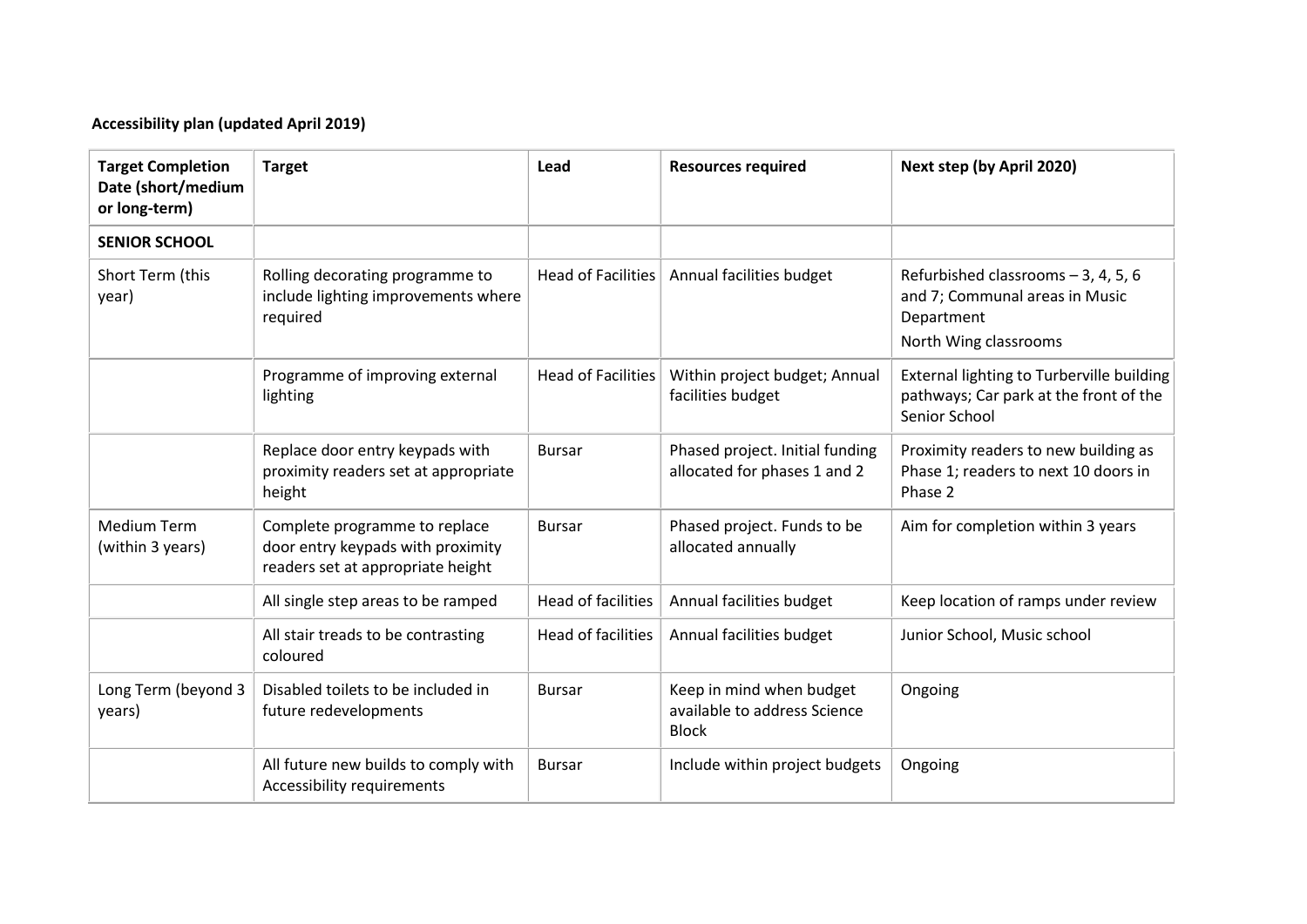**Accessibility plan (updated April 2019)**

| Target Completion Date (short/medium or long-term) | Target | Lead | Resources required | Next step (by April 2020) |
|---|---|---|---|---|
| **SENIOR SCHOOL** | | | | |
| Short Term (this year) | Rolling decorating programme to include lighting improvements where required | Head of Facilities | Annual facilities budget | Refurbished classrooms – 3, 4, 5, 6 and 7; Communal areas in Music Department<br>North Wing classrooms |
| | Programme of improving external lighting | Head of Facilities | Within project budget; Annual facilities budget | External lighting to Turberville building pathways; Car park at the front of the Senior School |
| | Replace door entry keypads with proximity readers set at appropriate height | Bursar | Phased project. Initial funding allocated for phases 1 and 2 | Proximity readers to new building as Phase 1; readers to next 10 doors in Phase 2 |
| Medium Term (within 3 years) | Complete programme to replace door entry keypads with proximity readers set at appropriate height | Bursar | Phased project. Funds to be allocated annually | Aim for completion within 3 years |
| | All single step areas to be ramped | Head of facilities | Annual facilities budget | Keep location of ramps under review |
| | All stair treads to be contrasting coloured | Head of facilities | Annual facilities budget | Junior School, Music school |
| Long Term (beyond 3 years) | Disabled toilets to be included in future redevelopments | Bursar | Keep in mind when budget available to address Science Block | Ongoing |
| | All future new builds to comply with Accessibility requirements | Bursar | Include within project budgets | Ongoing |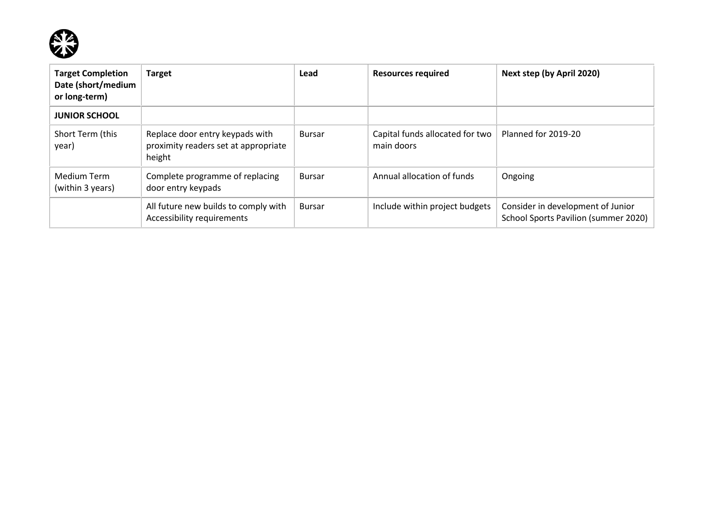| Target Completion Date (short/medium or long-term) | Target | Lead | Resources required | Next step (by April 2020) |
|---|---|---|---|---|
| **JUNIOR SCHOOL** | | | | |
| Short Term (this year) | Replace door entry keypads with proximity readers set at appropriate height | Bursar | Capital funds allocated for two main doors | Planned for 2019-20 |
| Medium Term (within 3 years) | Complete programme of replacing door entry keypads | Bursar | Annual allocation of funds | Ongoing |
| | All future new builds to comply with Accessibility requirements | Bursar | Include within project budgets | Consider in development of Junior School Sports Pavilion (summer 2020) |